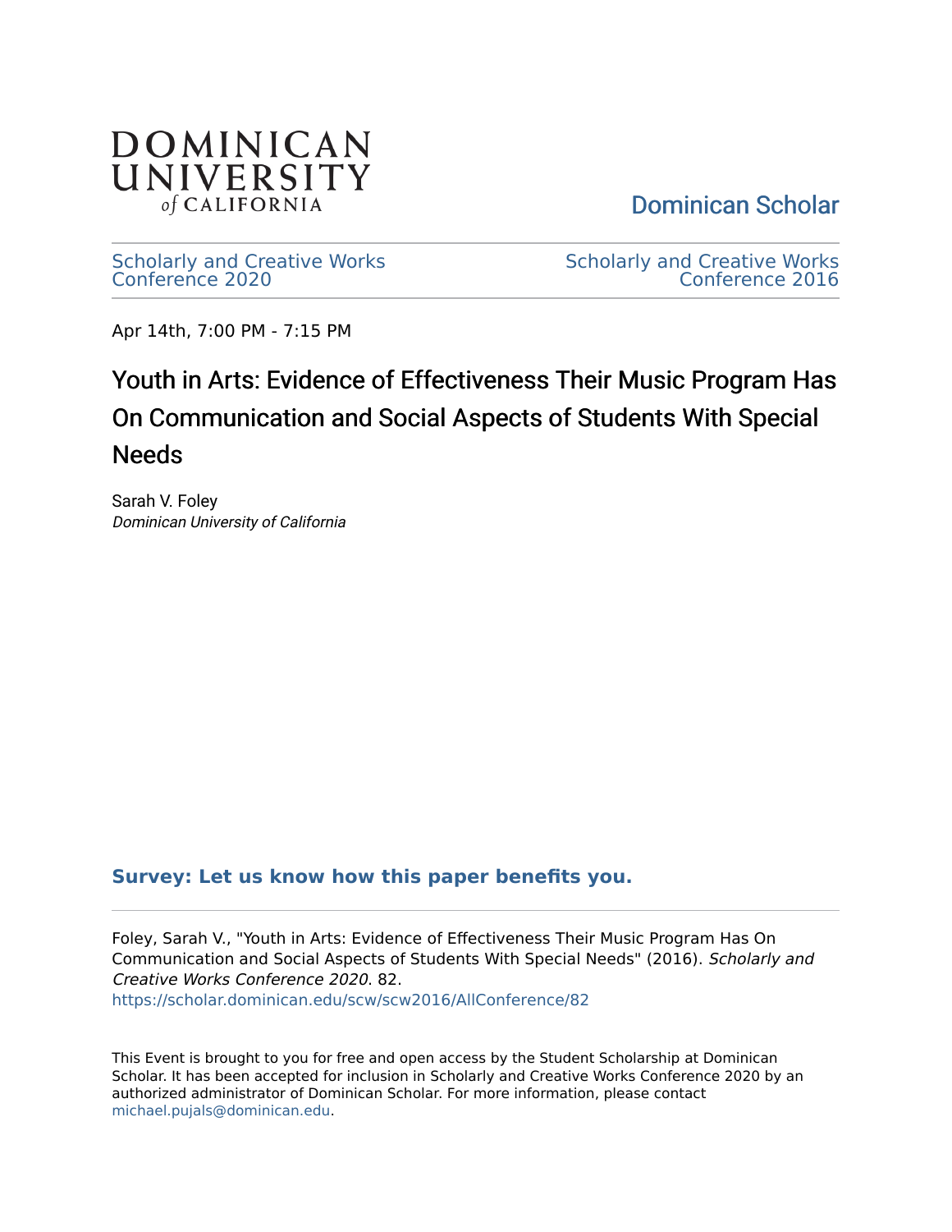DOMINICAN UNIVERSITY of CALIFORNIA

Dominican Scholar

Scholarly and Creative Works Conference 2020

Scholarly and Creative Works Conference 2016

Apr 14th, 7:00 PM - 7:15 PM

# Youth in Arts: Evidence of Effectiveness Their Music Program Has On Communication and Social Aspects of Students With Special Needs

Sarah V. Foley
*Dominican University of California*

**Survey: Let us know how this paper benefits you.**

Foley, Sarah V., "Youth in Arts: Evidence of Effectiveness Their Music Program Has On Communication and Social Aspects of Students With Special Needs" (2016). *Scholarly and Creative Works Conference 2020*. 82.
https://scholar.dominican.edu/scw/scw2016/AllConference/82

This Event is brought to you for free and open access by the Student Scholarship at Dominican Scholar. It has been accepted for inclusion in Scholarly and Creative Works Conference 2020 by an authorized administrator of Dominican Scholar. For more information, please contact michael.pujals@dominican.edu.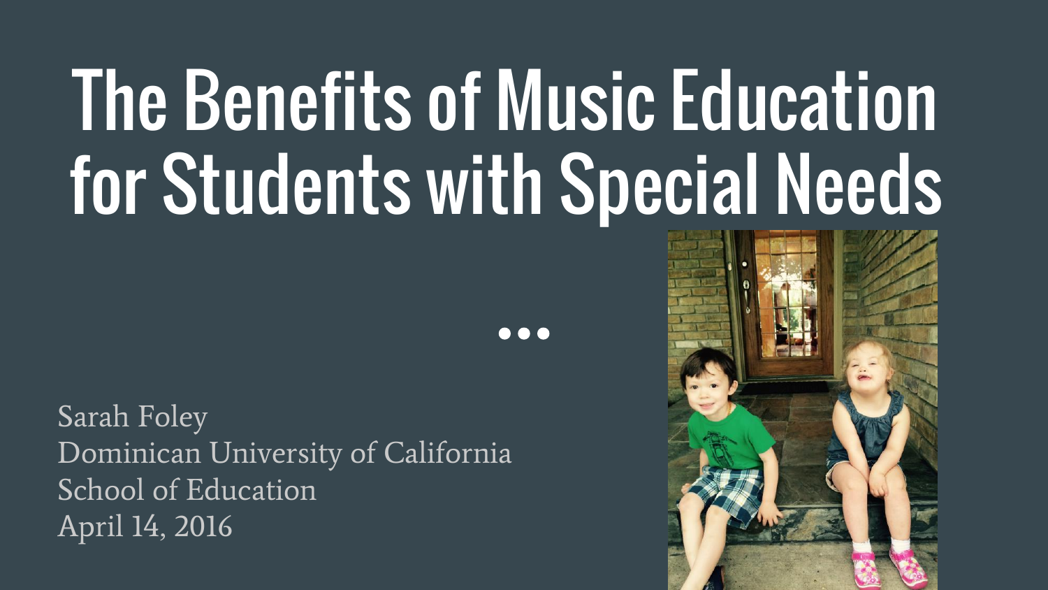# The Benefits of Music Education for Students with Special Needs

...

Sarah Foley
Dominican University of California
School of Education
April 14, 2016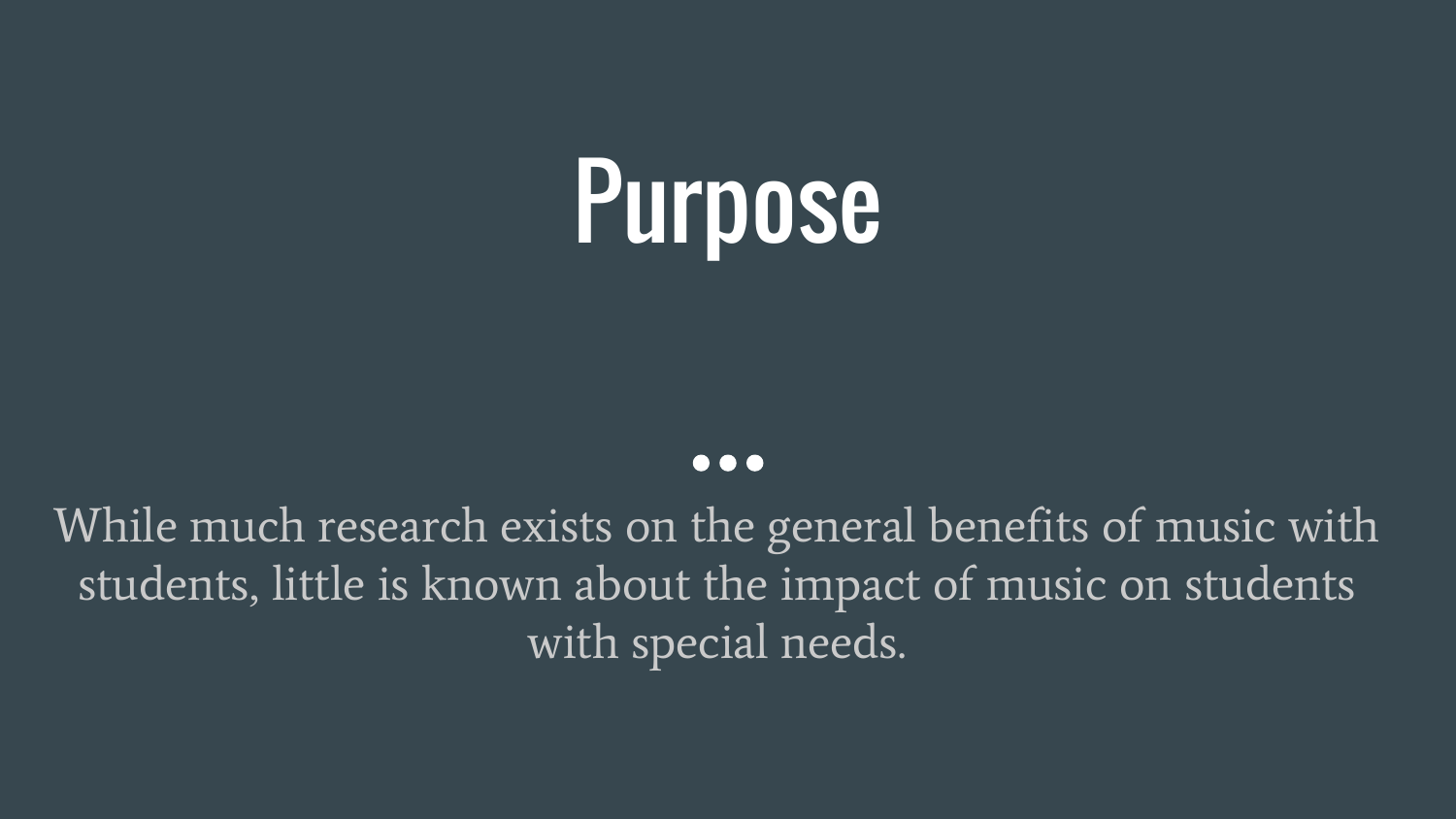# Purpose

While much research exists on the general benefits of music with students, little is known about the impact of music on students with special needs.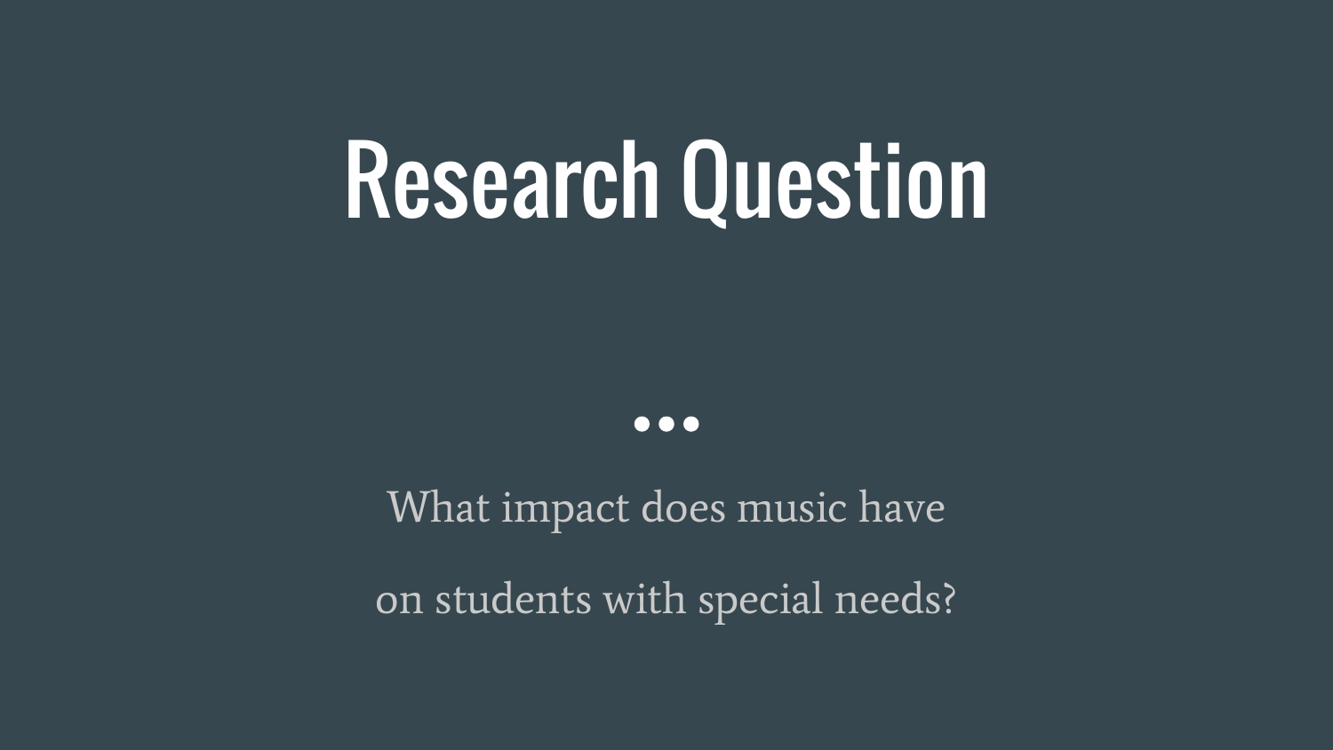# Research Question

...

What impact does music have on students with special needs?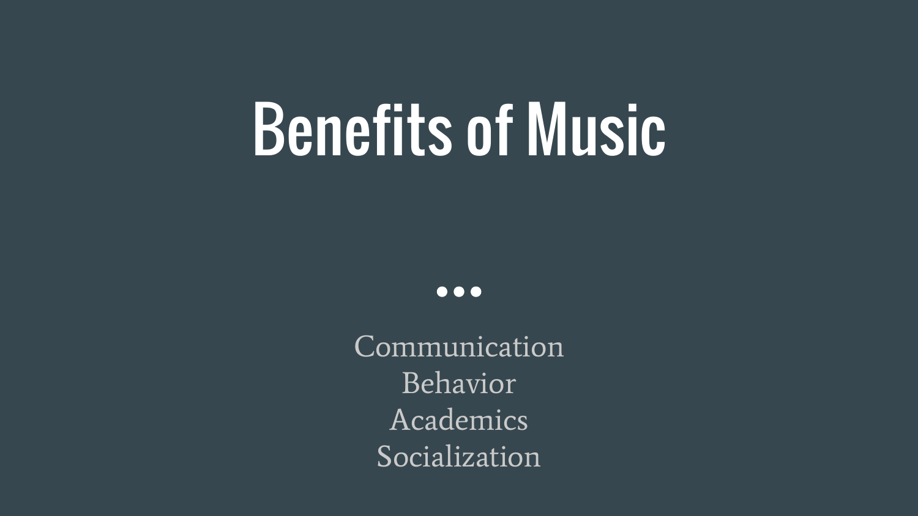# Benefits of Music

...

Communication
Behavior
Academics
Socialization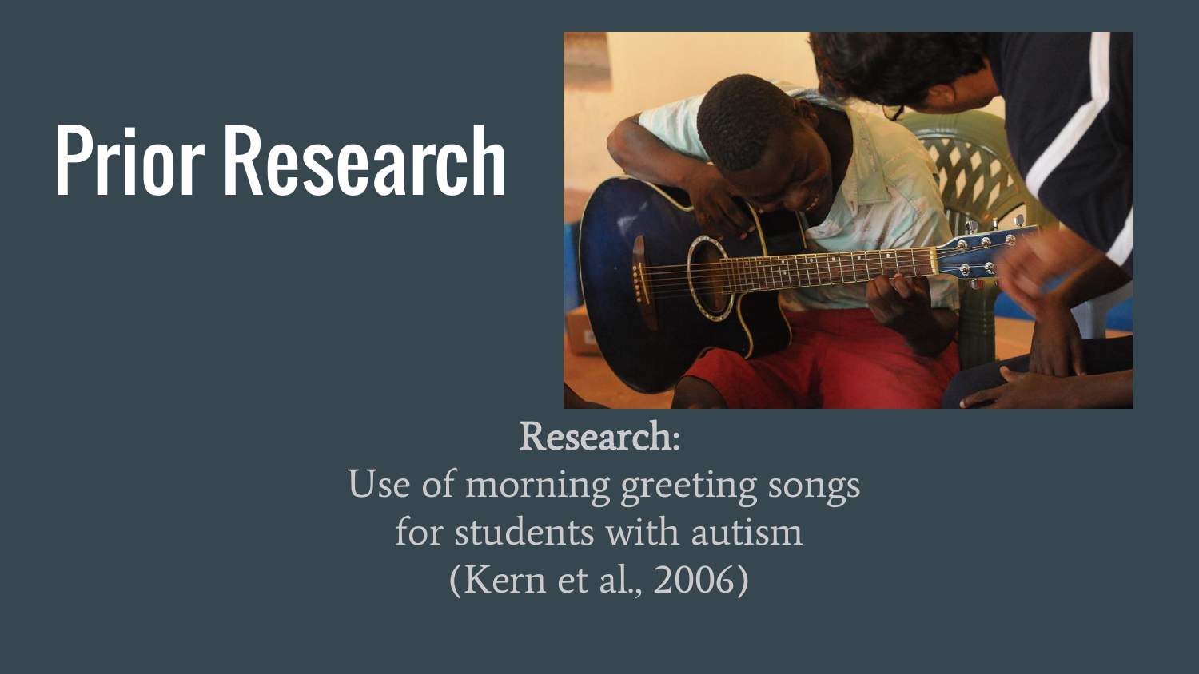# Prior Research

**Research:**

Use of morning greeting songs
for students with autism
(Kern et al., 2006)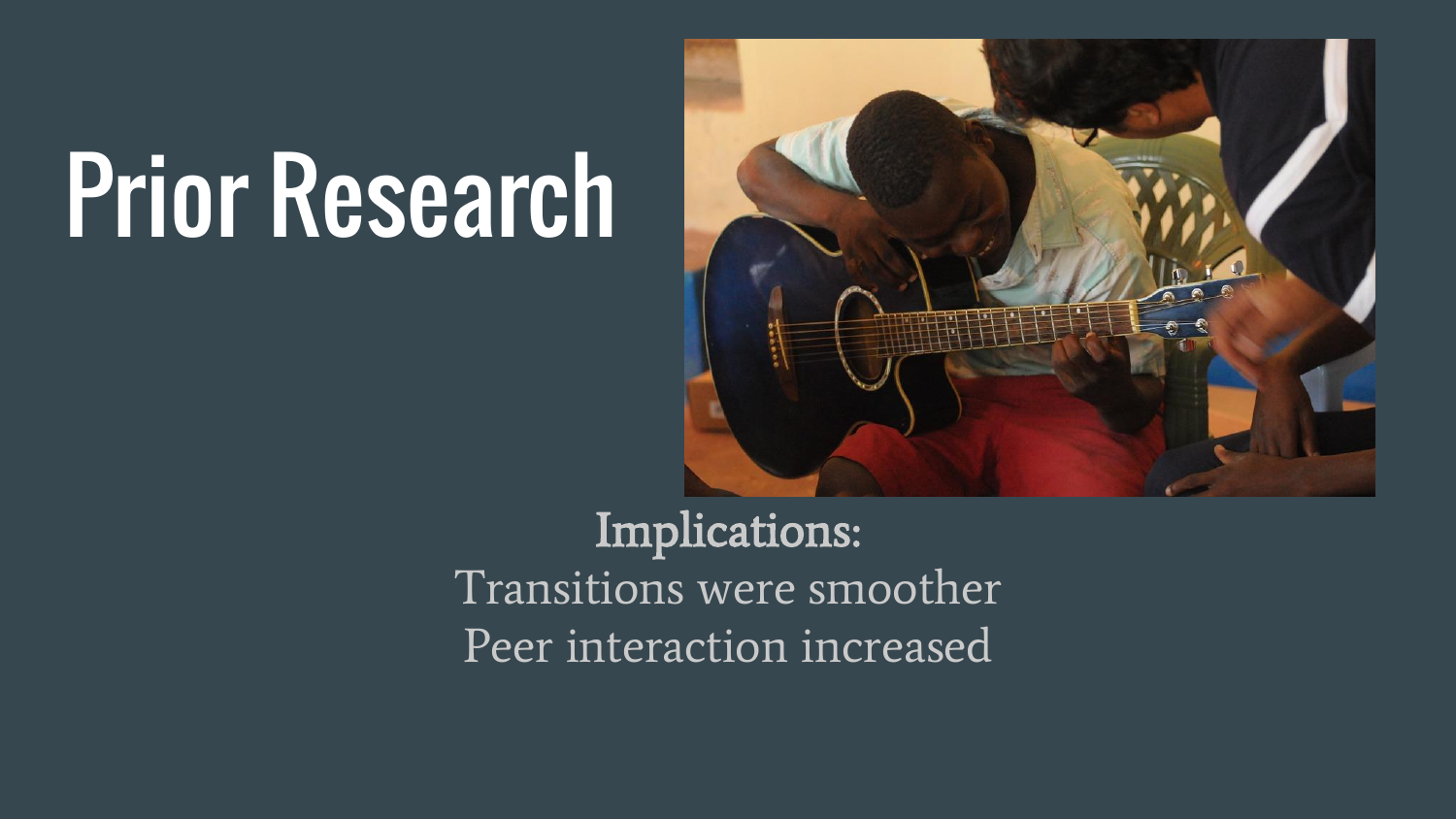# Prior Research

**Implications:**

Transitions were smoother

Peer interaction increased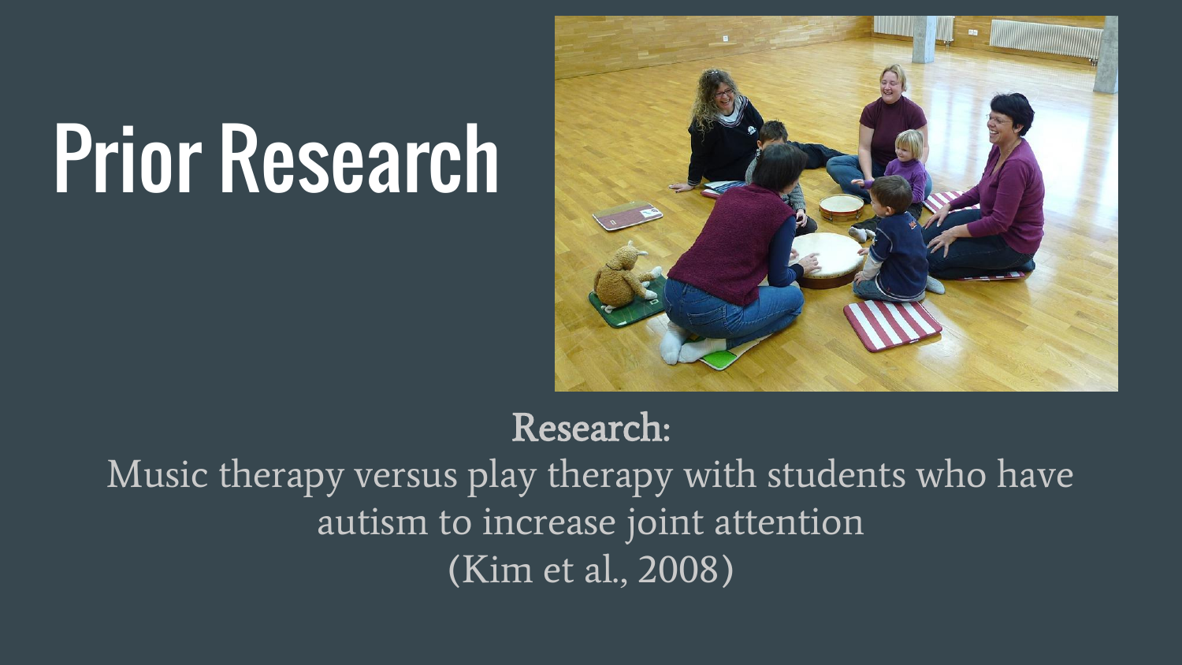# Prior Research

**Research:**

Music therapy versus play therapy with students who have autism to increase joint attention (Kim et al., 2008)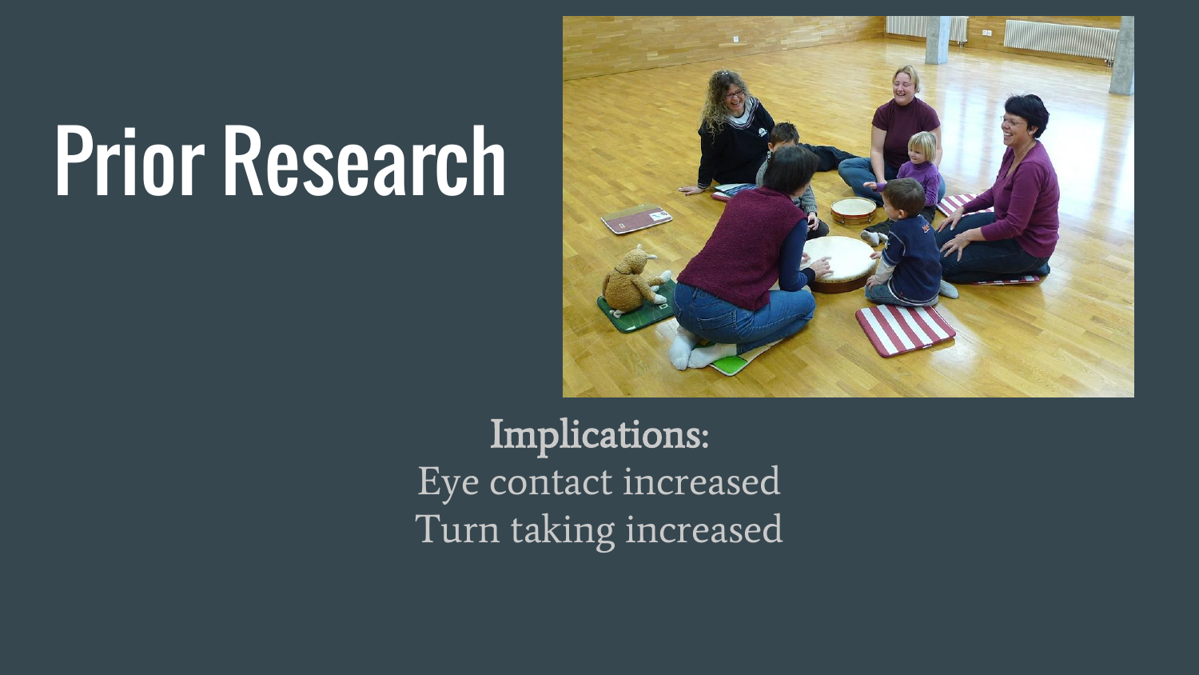# Prior Research

**Implications:**

Eye contact increased

Turn taking increased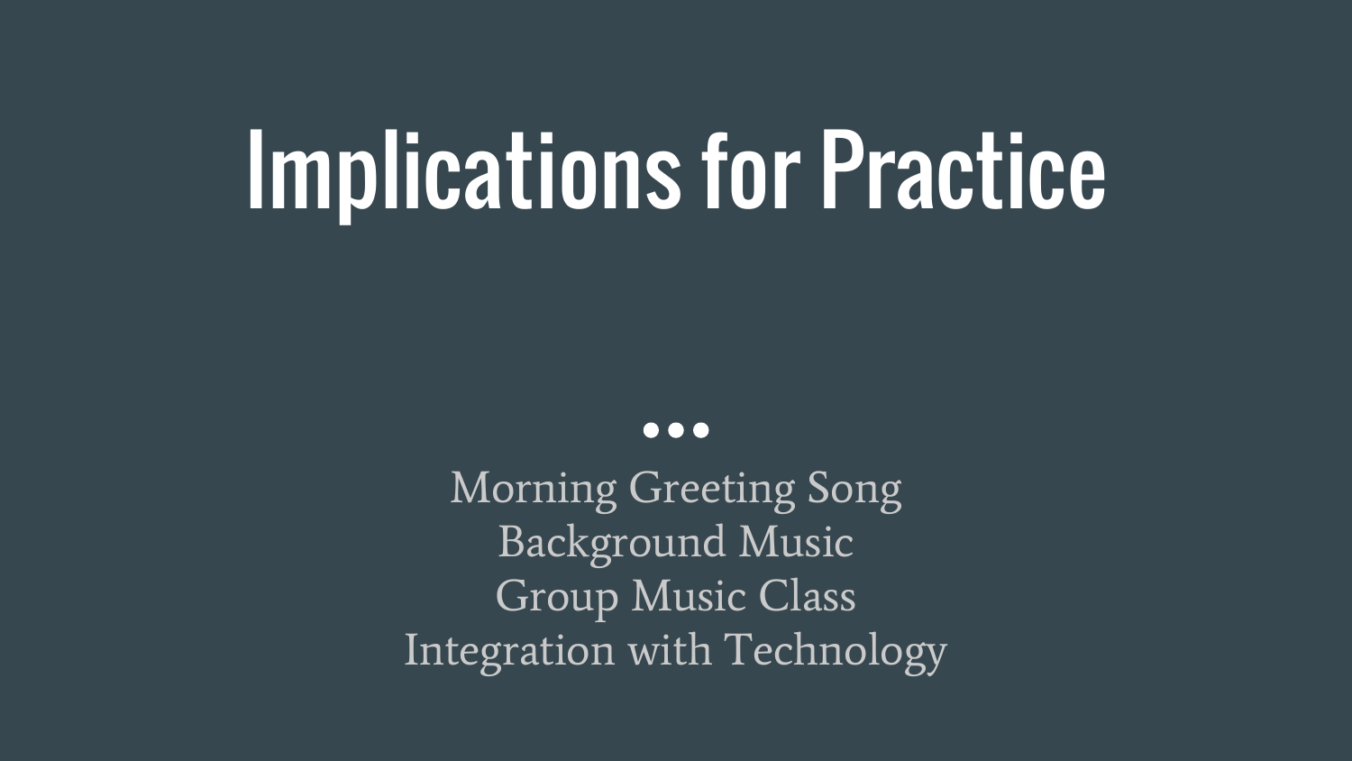# Implications for Practice

•••

Morning Greeting Song
Background Music
Group Music Class
Integration with Technology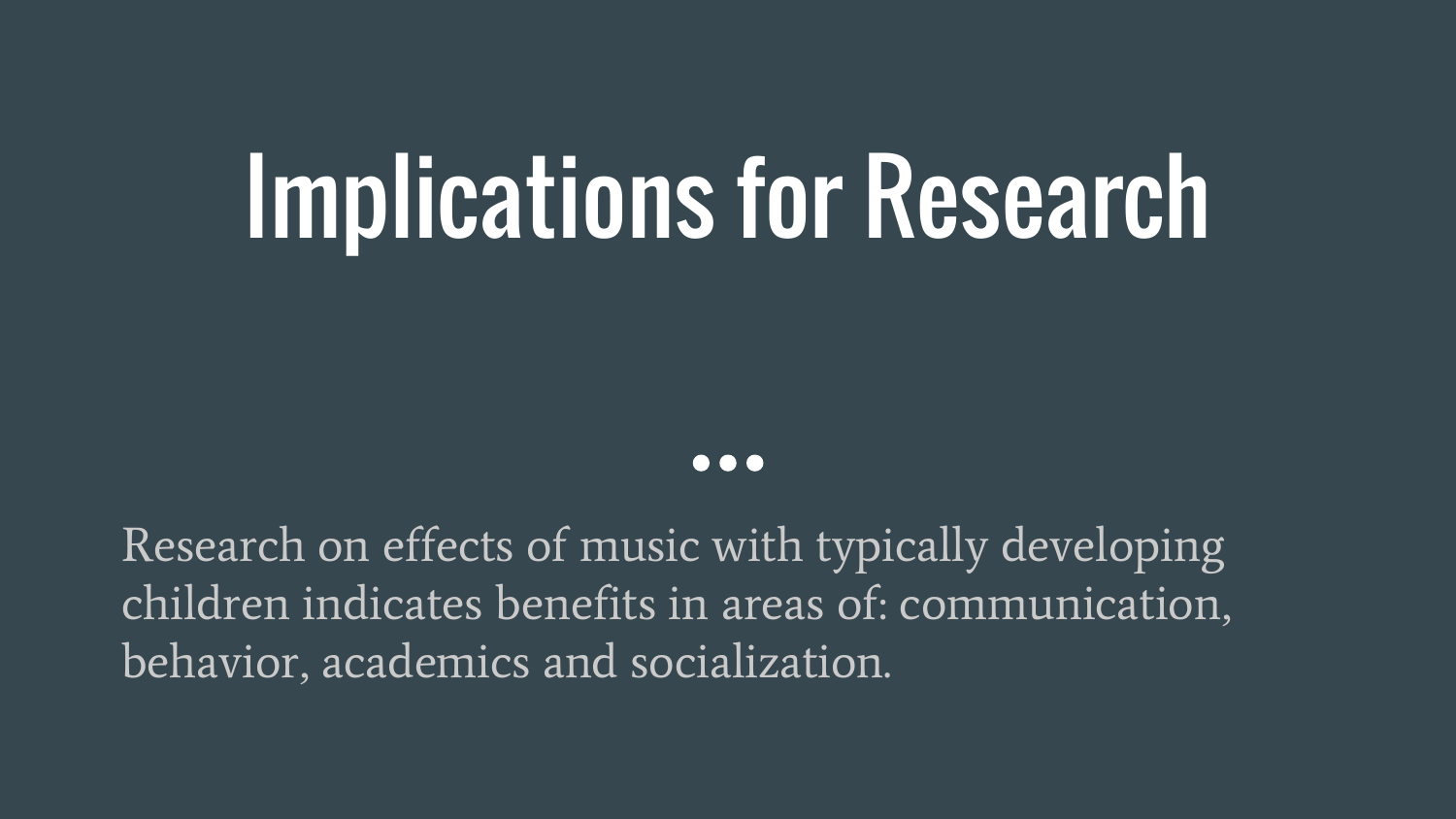# Implications for Research

Research on effects of music with typically developing children indicates benefits in areas of: communication, behavior, academics and socialization.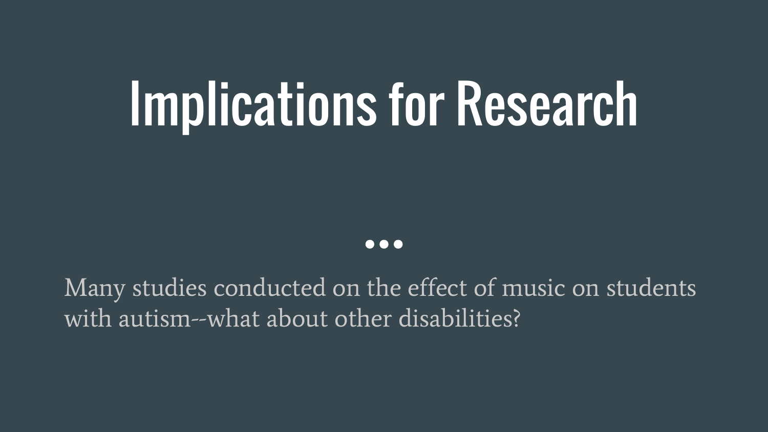# Implications for Research

Many studies conducted on the effect of music on students with autism--what about other disabilities?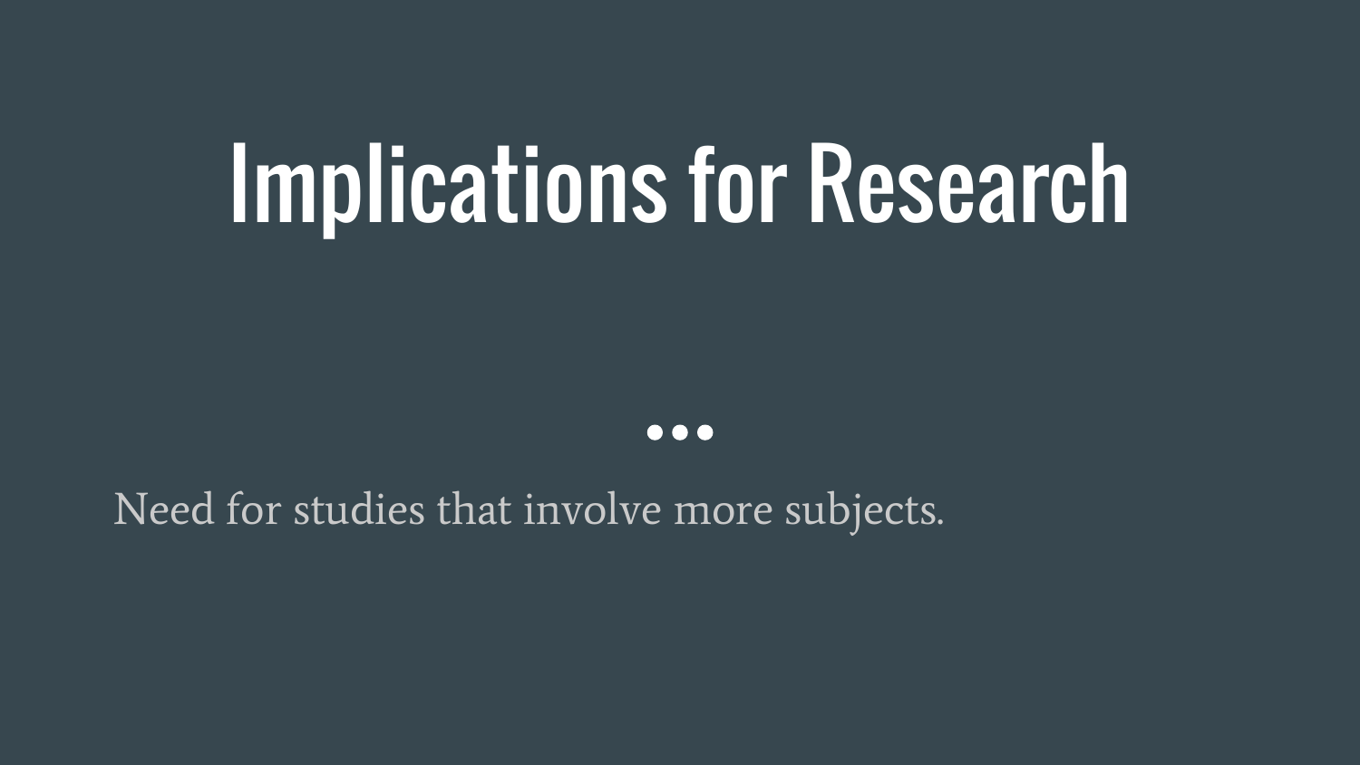# Implications for Research

Need for studies that involve more subjects.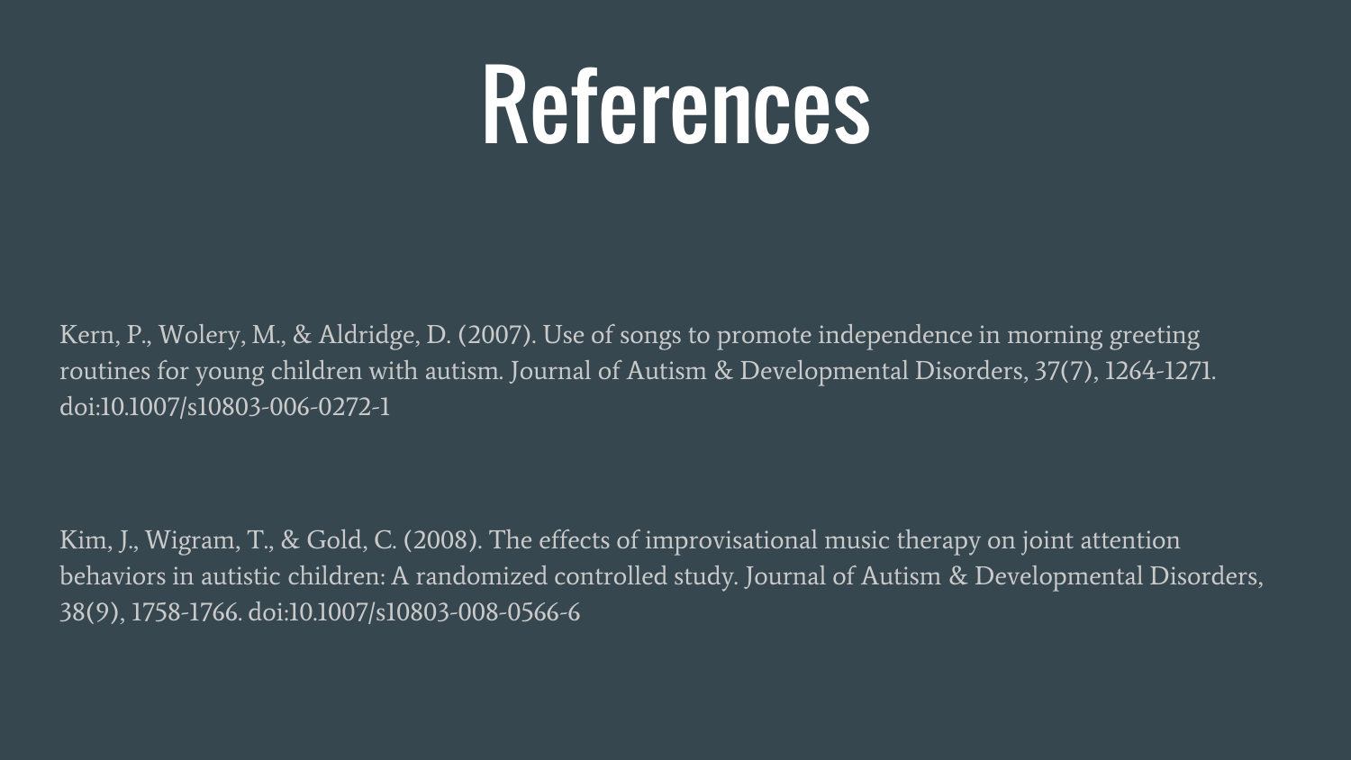# References

Kern, P., Wolery, M., & Aldridge, D. (2007). Use of songs to promote independence in morning greeting routines for young children with autism. Journal of Autism & Developmental Disorders, 37(7), 1264-1271. doi:10.1007/s10803-006-0272-1

Kim, J., Wigram, T., & Gold, C. (2008). The effects of improvisational music therapy on joint attention behaviors in autistic children: A randomized controlled study. Journal of Autism & Developmental Disorders, 38(9), 1758-1766. doi:10.1007/s10803-008-0566-6